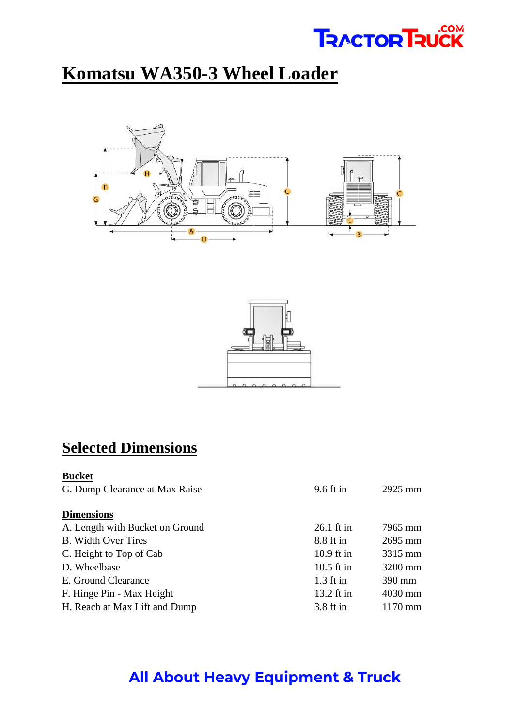# Komatsu WA350-3 Wheel Loader

## Selected Dimensions

**Bucket**

| | | |
|---|---|---|
| G. Dump Clearance at Max Raise | 9.6 ft in | 2925 mm |

**Dimensions**

| | | |
|---|---|---|
| A. Length with Bucket on Ground | 26.1 ft in | 7965 mm |
| B. Width Over Tires | 8.8 ft in | 2695 mm |
| C. Height to Top of Cab | 10.9 ft in | 3315 mm |
| D. Wheelbase | 10.5 ft in | 3200 mm |
| E. Ground Clearance | 1.3 ft in | 390 mm |
| F. Hinge Pin - Max Height | 13.2 ft in | 4030 mm |
| H. Reach at Max Lift and Dump | 3.8 ft in | 1170 mm |

**All About Heavy Equipment & Truck**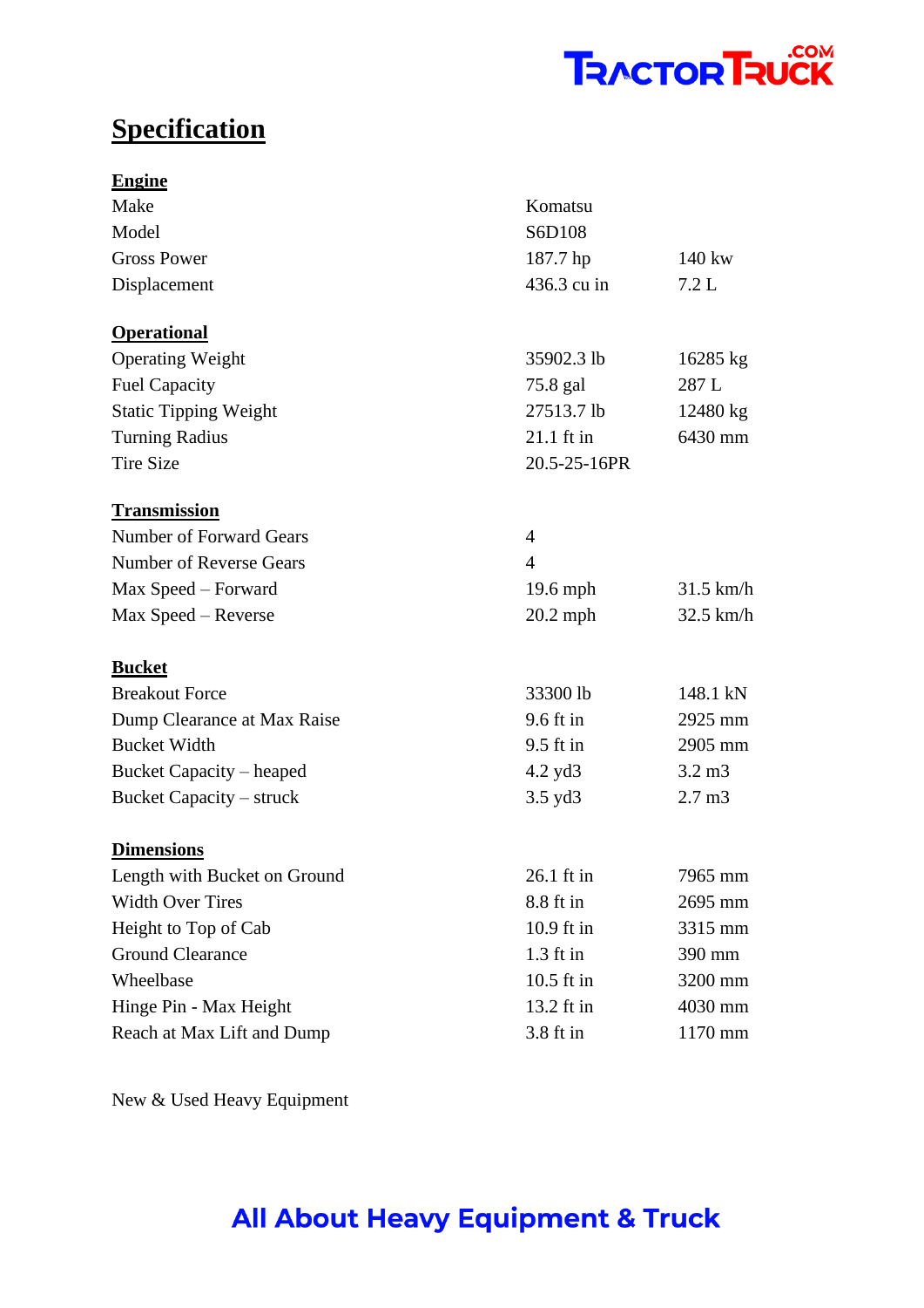TRACTORTRUCK.COM

# Specification

## Engine

| | | |
|---|---|---|
| Make | Komatsu | |
| Model | S6D108 | |
| Gross Power | 187.7 hp | 140 kw |
| Displacement | 436.3 cu in | 7.2 L |

## Operational

| | | |
|---|---|---|
| Operating Weight | 35902.3 lb | 16285 kg |
| Fuel Capacity | 75.8 gal | 287 L |
| Static Tipping Weight | 27513.7 lb | 12480 kg |
| Turning Radius | 21.1 ft in | 6430 mm |
| Tire Size | 20.5-25-16PR | |

## Transmission

| | | |
|---|---|---|
| Number of Forward Gears | 4 | |
| Number of Reverse Gears | 4 | |
| Max Speed – Forward | 19.6 mph | 31.5 km/h |
| Max Speed – Reverse | 20.2 mph | 32.5 km/h |

## Bucket

| | | |
|---|---|---|
| Breakout Force | 33300 lb | 148.1 kN |
| Dump Clearance at Max Raise | 9.6 ft in | 2925 mm |
| Bucket Width | 9.5 ft in | 2905 mm |
| Bucket Capacity – heaped | 4.2 yd3 | 3.2 m3 |
| Bucket Capacity – struck | 3.5 yd3 | 2.7 m3 |

## Dimensions

| | | |
|---|---|---|
| Length with Bucket on Ground | 26.1 ft in | 7965 mm |
| Width Over Tires | 8.8 ft in | 2695 mm |
| Height to Top of Cab | 10.9 ft in | 3315 mm |
| Ground Clearance | 1.3 ft in | 390 mm |
| Wheelbase | 10.5 ft in | 3200 mm |
| Hinge Pin - Max Height | 13.2 ft in | 4030 mm |
| Reach at Max Lift and Dump | 3.8 ft in | 1170 mm |

New & Used Heavy Equipment

**All About Heavy Equipment & Truck**